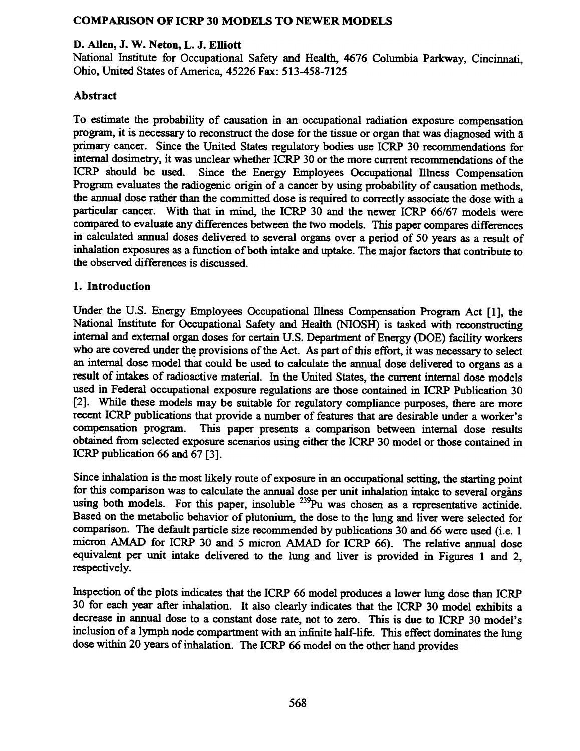# COMPARISON OF ICRP 30 MODELS TO NEWER MODELS

**D. Allen, J. W. Neton, L. J. Elliott**

National Institute for Occupational Safety and Health, 4676 Columbia Parkway, Cincinnati, Ohio, United States of America, 45226 Fax: 513-458-7125

## Abstract

To estimate the probability of causation in an occupational radiation exposure compensation program, it is necessary to reconstruct the dose for the tissue or organ that was diagnosed with a primary cancer. Since the United States regulatory bodies use ICRP 30 recommendations for internal dosimetry, it was unclear whether ICRP 30 or the more current recommendations of the ICRP should be used. Since the Energy Employees Occupational Illness Compensation Program evaluates the radiogenic origin of a cancer by using probability of causation methods, the annual dose rather than the committed dose is required to correctly associate the dose with a particular cancer. With that in mind, the ICRP 30 and the newer ICRP 66/67 models were compared to evaluate any differences between the two models. This paper compares differences in calculated annual doses delivered to several organs over a period of 50 years as a result of inhalation exposures as a function of both intake and uptake. The major factors that contribute to the observed differences is discussed.

## 1. Introduction

Under the U.S. Energy Employees Occupational Illness Compensation Program Act [1], the National Institute for Occupational Safety and Health (NIOSH) is tasked with reconstructing internal and external organ doses for certain U.S. Department of Energy (DOE) facility workers who are covered under the provisions of the Act. As part of this effort, it was necessary to select an internal dose model that could be used to calculate the annual dose delivered to organs as a result of intakes of radioactive material. In the United States, the current internal dose models used in Federal occupational exposure regulations are those contained in ICRP Publication 30 [2]. While these models may be suitable for regulatory compliance purposes, there are more recent ICRP publications that provide a number of features that are desirable under a worker's compensation program. This paper presents a comparison between internal dose results obtained from selected exposure scenarios using either the ICRP 30 model or those contained in ICRP publication 66 and 67 [3].

Since inhalation is the most likely route of exposure in an occupational setting, the starting point for this comparison was to calculate the annual dose per unit inhalation intake to several organs using both models. For this paper, insoluble $^{239}$Pu was chosen as a representative actinide. Based on the metabolic behavior of plutonium, the dose to the lung and liver were selected for comparison. The default particle size recommended by publications 30 and 66 were used (i.e. 1 micron AMAD for ICRP 30 and 5 micron AMAD for ICRP 66). The relative annual dose equivalent per unit intake delivered to the lung and liver is provided in Figures 1 and 2, respectively.

Inspection of the plots indicates that the ICRP 66 model produces a lower lung dose than ICRP 30 for each year after inhalation. It also clearly indicates that the ICRP 30 model exhibits a decrease in annual dose to a constant dose rate, not to zero. This is due to ICRP 30 model's inclusion of a lymph node compartment with an infinite half-life. This effect dominates the lung dose within 20 years of inhalation. The ICRP 66 model on the other hand provides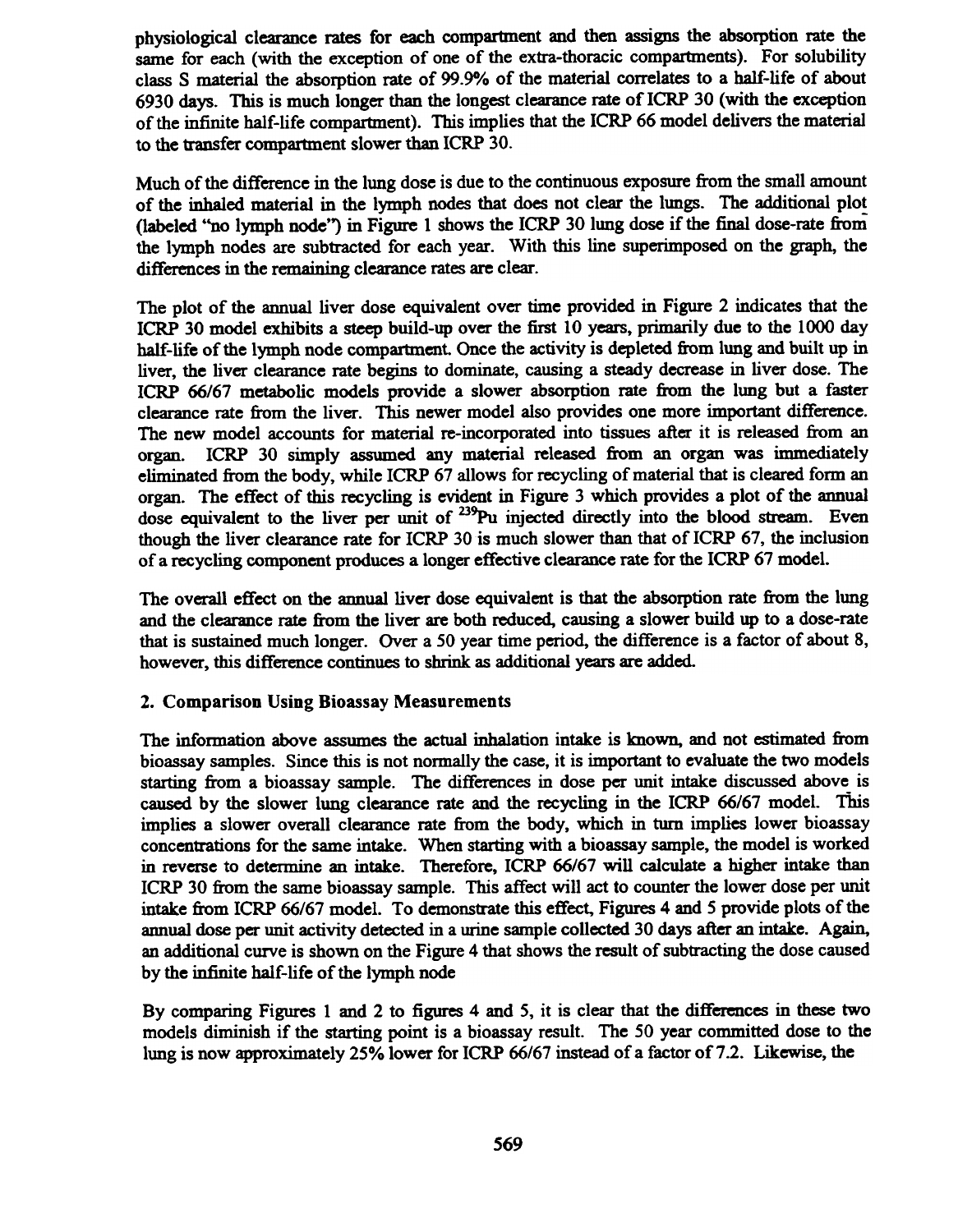physiological clearance rates for each compartment and then assigns the absorption rate the same for each (with the exception of one of the extra-thoracic compartments). For solubility class S material the absorption rate of 99.9% of the material correlates to a half-life of about 6930 days. This is much longer than the longest clearance rate of ICRP 30 (with the exception of the infinite half-life compartment). This implies that the ICRP 66 model delivers the material to the transfer compartment slower than ICRP 30.

Much of the difference in the lung dose is due to the continuous exposure from the small amount of the inhaled material in the lymph nodes that does not clear the lungs. The additional plot (labeled "no lymph node") in Figure 1 shows the ICRP 30 lung dose if the final dose-rate from the lymph nodes are subtracted for each year. With this line superimposed on the graph, the differences in the remaining clearance rates are clear.

The plot of the annual liver dose equivalent over time provided in Figure 2 indicates that the ICRP 30 model exhibits a steep build-up over the first 10 years, primarily due to the 1000 day half-life of the lymph node compartment. Once the activity is depleted from lung and built up in liver, the liver clearance rate begins to dominate, causing a steady decrease in liver dose. The ICRP 66/67 metabolic models provide a slower absorption rate from the lung but a faster clearance rate from the liver. This newer model also provides one more important difference. The new model accounts for material re-incorporated into tissues after it is released from an organ. ICRP 30 simply assumed any material released from an organ was immediately eliminated from the body, while ICRP 67 allows for recycling of material that is cleared form an organ. The effect of this recycling is evident in Figure 3 which provides a plot of the annual dose equivalent to the liver per unit of $^{239}$Pu injected directly into the blood stream. Even though the liver clearance rate for ICRP 30 is much slower than that of ICRP 67, the inclusion of a recycling component produces a longer effective clearance rate for the ICRP 67 model.

The overall effect on the annual liver dose equivalent is that the absorption rate from the lung and the clearance rate from the liver are both reduced, causing a slower build up to a dose-rate that is sustained much longer. Over a 50 year time period, the difference is a factor of about 8, however, this difference continues to shrink as additional years are added.

## 2. Comparison Using Bioassay Measurements

The information above assumes the actual inhalation intake is known, and not estimated from bioassay samples. Since this is not normally the case, it is important to evaluate the two models starting from a bioassay sample. The differences in dose per unit intake discussed above is caused by the slower lung clearance rate and the recycling in the ICRP 66/67 model. This implies a slower overall clearance rate from the body, which in turn implies lower bioassay concentrations for the same intake. When starting with a bioassay sample, the model is worked in reverse to determine an intake. Therefore, ICRP 66/67 will calculate a higher intake than ICRP 30 from the same bioassay sample. This affect will act to counter the lower dose per unit intake from ICRP 66/67 model. To demonstrate this effect, Figures 4 and 5 provide plots of the annual dose per unit activity detected in a urine sample collected 30 days after an intake. Again, an additional curve is shown on the Figure 4 that shows the result of subtracting the dose caused by the infinite half-life of the lymph node

By comparing Figures 1 and 2 to figures 4 and 5, it is clear that the differences in these two models diminish if the starting point is a bioassay result. The 50 year committed dose to the lung is now approximately 25% lower for ICRP 66/67 instead of a factor of 7.2. Likewise, the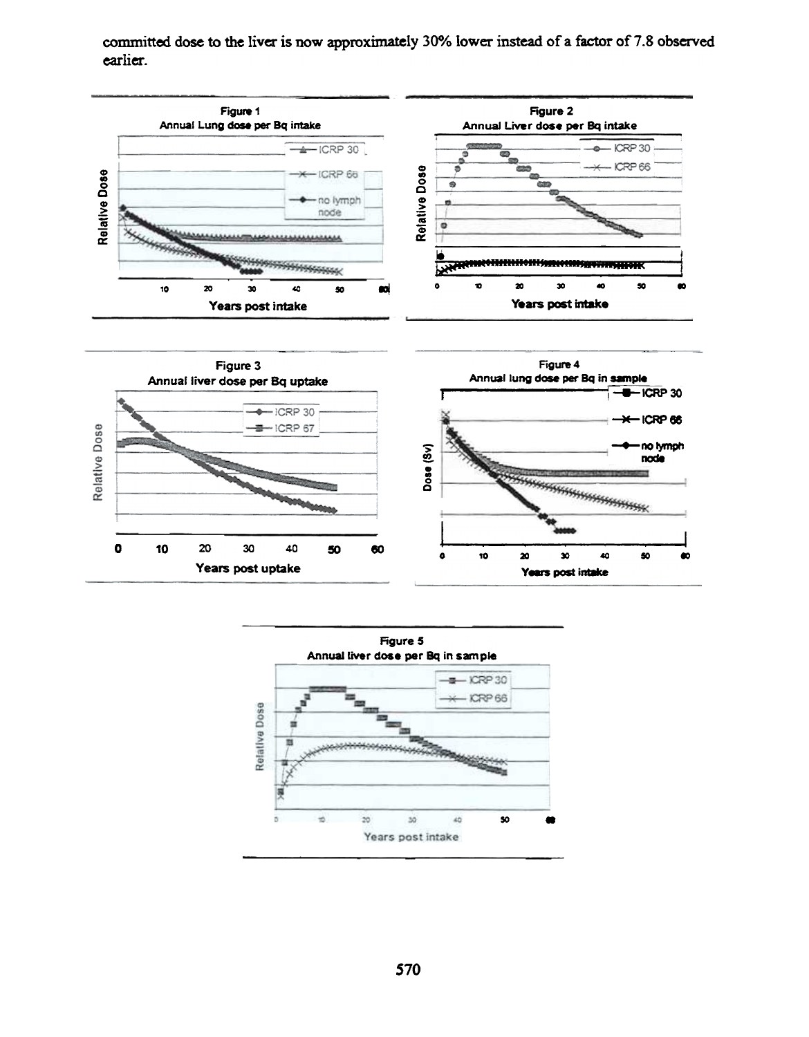committed dose to the liver is now approximately 30% lower instead of a factor of 7.8 observed earlier.

Figure 1
Annual Lung dose per Bq intake

Figure 2
Annual Liver dose per Bq intake

Figure 3
Annual liver dose per Bq uptake

Figure 4
Annual lung dose per Bq in sample

Figure 5
Annual liver dose per Bq in sample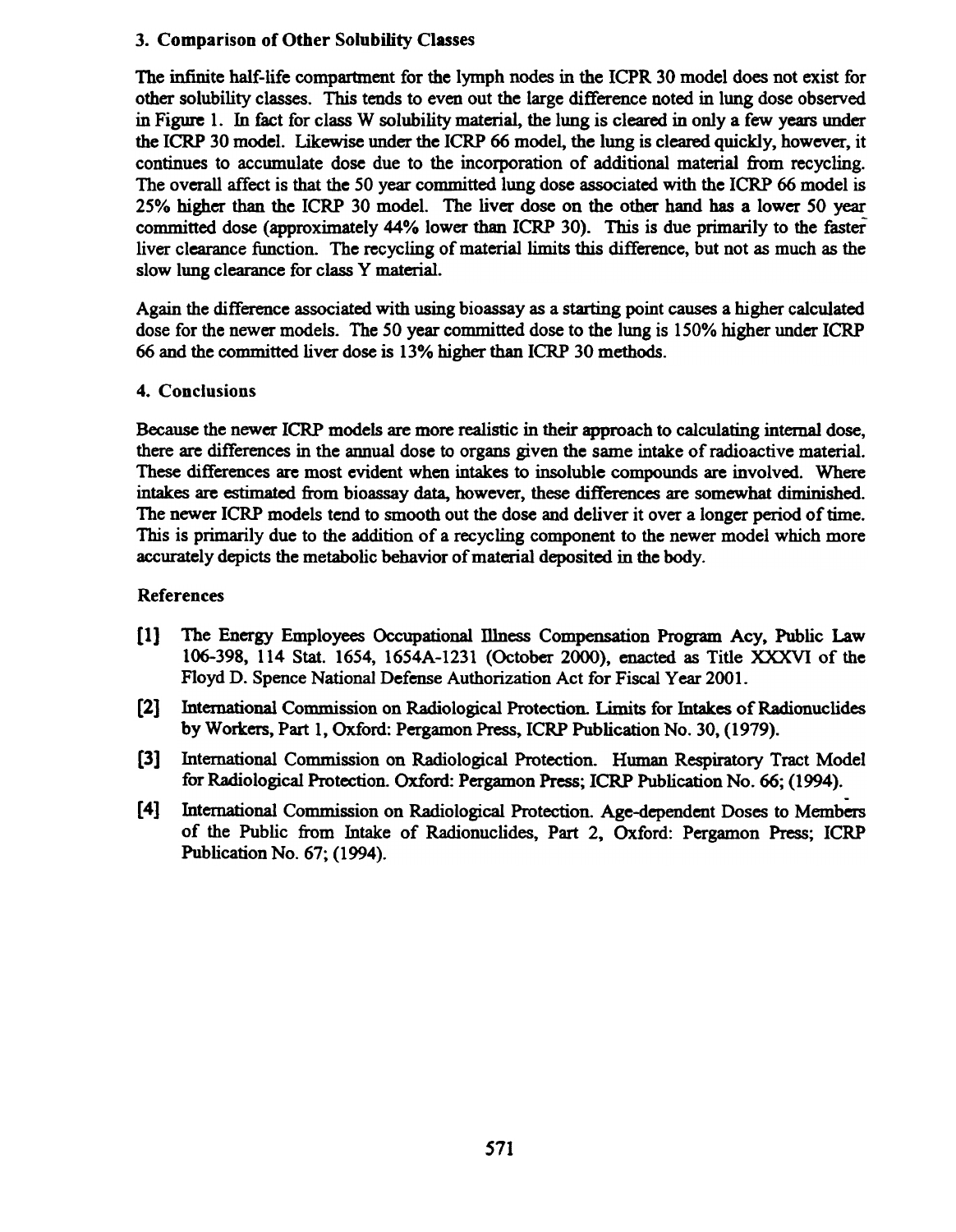### 3. Comparison of Other Solubility Classes

The infinite half-life compartment for the lymph nodes in the ICPR 30 model does not exist for other solubility classes. This tends to even out the large difference noted in lung dose observed in Figure 1. In fact for class W solubility material, the lung is cleared in only a few years under the ICRP 30 model. Likewise under the ICRP 66 model, the lung is cleared quickly, however, it continues to accumulate dose due to the incorporation of additional material from recycling. The overall affect is that the 50 year committed lung dose associated with the ICRP 66 model is 25% higher than the ICRP 30 model. The liver dose on the other hand has a lower 50 year committed dose (approximately 44% lower than ICRP 30). This is due primarily to the faster liver clearance function. The recycling of material limits this difference, but not as much as the slow lung clearance for class Y material.

Again the difference associated with using bioassay as a starting point causes a higher calculated dose for the newer models. The 50 year committed dose to the lung is 150% higher under ICRP 66 and the committed liver dose is 13% higher than ICRP 30 methods.

### 4. Conclusions

Because the newer ICRP models are more realistic in their approach to calculating internal dose, there are differences in the annual dose to organs given the same intake of radioactive material. These differences are most evident when intakes to insoluble compounds are involved. Where intakes are estimated from bioassay data, however, these differences are somewhat diminished. The newer ICRP models tend to smooth out the dose and deliver it over a longer period of time. This is primarily due to the addition of a recycling component to the newer model which more accurately depicts the metabolic behavior of material deposited in the body.

### References

[1] The Energy Employees Occupational Illness Compensation Program Acy, Public Law 106-398, 114 Stat. 1654, 1654A-1231 (October 2000), enacted as Title XXXVI of the Floyd D. Spence National Defense Authorization Act for Fiscal Year 2001.

[2] International Commission on Radiological Protection. Limits for Intakes of Radionuclides by Workers, Part 1, Oxford: Pergamon Press, ICRP Publication No. 30, (1979).

[3] International Commission on Radiological Protection. Human Respiratory Tract Model for Radiological Protection. Oxford: Pergamon Press; ICRP Publication No. 66; (1994).

[4] International Commission on Radiological Protection. Age-dependent Doses to Members of the Public from Intake of Radionuclides, Part 2, Oxford: Pergamon Press; ICRP Publication No. 67; (1994).